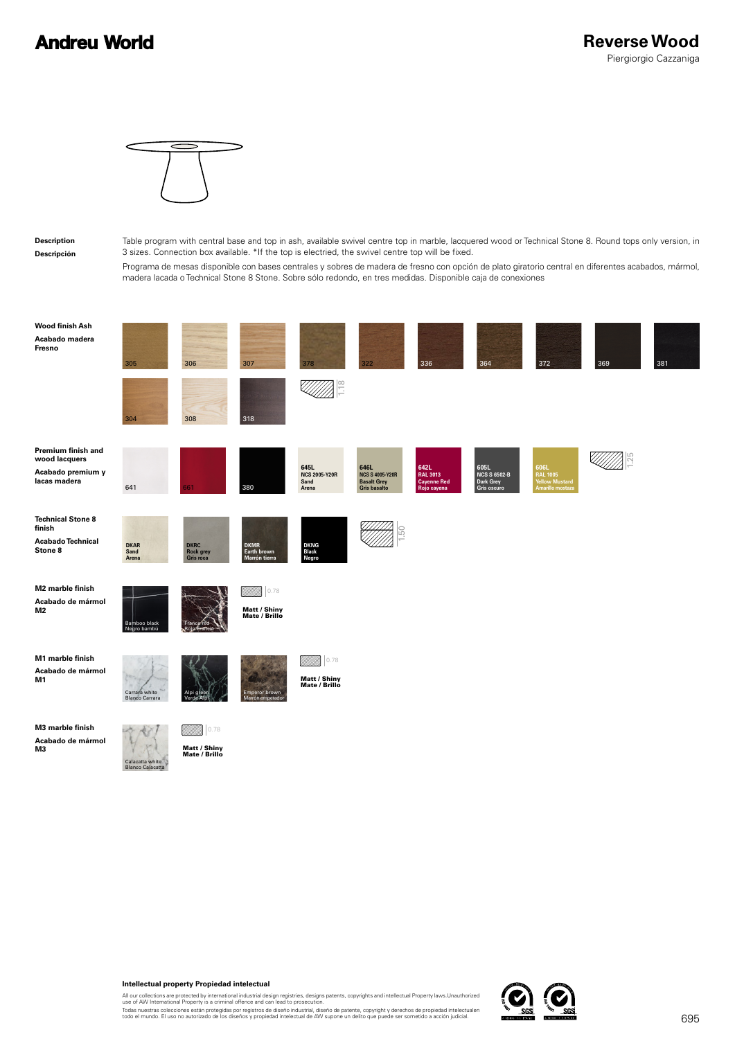# Andreu World

## Reverse Wood

Piergiorgio Cazzaniga

**Description**

**Descripción**

Table program with central base and top in ash, available swivel centre top in marble, lacquered wood or Technical Stone 8. Round tops only version, in 3 sizes. Connection box available. *If the top is electried, the swivel centre top will be fixed.

Programa de mesas disponible con bases centrales y sobres de madera de fresno con opción de plato giratorio central en diferentes acabados, mármol, madera lacada o Technical Stone 8 Stone. Sobre sólo redondo, en tres medidas. Disponible caja de conexiones

**Wood finish Ash**

**Acabado madera Fresno**

305, 306, 307, 378, 322, 336, 364, 372, 369, 381

304, 308, 318

1.18

**Premium finish and wood lacquers**

**Acabado premium y lacas madera**

641, 661, 380

645L NCS 2005-Y20R Sand Arena

646L NCS S 4005-Y20R Basalt Grey Gris basalto

642L RAL 3013 Cayenne Red Rojo cayena

605L NCS S 6502-B Dark Grey Gris oscuro

606L RAL 1005 Yellow Mustard Amarillo mostaza

1.25

**Technical Stone 8 finish**

**Acabado Technical Stone 8**

DKAR Sand Arena

DKRC Rock grey Gris roca

DKMR Earth brown Marrón tierra

DKNG Black Negro

1.50

**M2 marble finish**

**Acabado de mármol M2**

Bamboo black Negro bambú

France red Rojo Francia

0.78

**Matt / Shiny**
**Mate / Brillo**

**M1 marble finish**

**Acabado de mármol M1**

Carrara white Blanco Carrara

Alpi green Verde Alpi

Emperor brown Marrón emperador

0.78

**Matt / Shiny**
**Mate / Brillo**

**M3 marble finish**

**Acabado de mármol M3**

Calacatta white Blanco Calacatta

0.78

**Matt / Shiny**
**Mate / Brillo**

**Intellectual property Propiedad intelectual**

All our collections are protected by international industrial design registries, designs patents, copyrights and intellectual Property laws.Unauthorized use of AW International Property is a criminal offence and can lead to prosecution.

Todas nuestras colecciones están protegidas por registros de diseño industrial, diseño de patente, copyright y derechos de propiedad intelectualen todo el mundo. El uso no autorizado de los diseños y propiedad intelectual de AW supone un delito que puede ser sometido a acción judicial.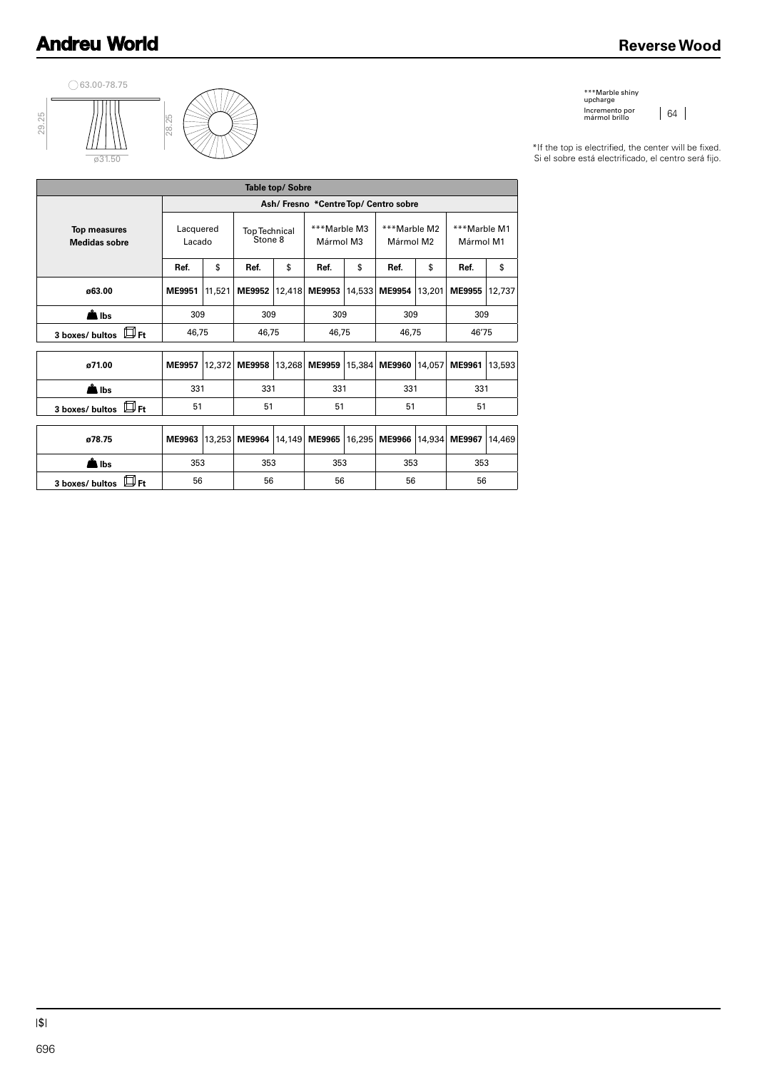# Reverse Wood

63.00-78.75

29.25

28.25

ø31.50

***Marble shiny upcharge
Incremento por mármol brillo | 64

*If the top is electrified, the center will be fixed.
Si el sobre está electrificado, el centro será fijo.

| Table top/ Sobre | | | | | | | | | | |
|---|---|---|---|---|---|---|---|---|---|---|
| | Ash/ Fresno *Centre Top/ Centro sobre | | | | | | | | | |
| **Top measures Medidas sobre** | Lacquered Lacado | | Top Technical Stone 8 | | ***Marble M3 Mármol M3 | | ***Marble M2 Mármol M2 | | ***Marble M1 Mármol M1 | |
| | **Ref.** | **$** | **Ref.** | **$** | **Ref.** | **$** | **Ref.** | **$** | **Ref.** | **$** |
| **ø63.00** | **ME9951** | 11,521 | **ME9952** | 12,418 | **ME9953** | 14,533 | **ME9954** | 13,201 | **ME9955** | 12,737 |
| **lbs** | 309 | | 309 | | 309 | | 309 | | 309 | |
| **3 boxes/ bultos Ft** | 46,75 | | 46,75 | | 46,75 | | 46,75 | | 46'75 | |
| **ø71.00** | **ME9957** | 12,372 | **ME9958** | 13,268 | **ME9959** | 15,384 | **ME9960** | 14,057 | **ME9961** | 13,593 |
| **lbs** | 331 | | 331 | | 331 | | 331 | | 331 | |
| **3 boxes/ bultos Ft** | 51 | | 51 | | 51 | | 51 | | 51 | |
| **ø78.75** | **ME9963** | 13,253 | **ME9964** | 14,149 | **ME9965** | 16,295 | **ME9966** | 14,934 | **ME9967** | 14,469 |
| **lbs** | 353 | | 353 | | 353 | | 353 | | 353 | |
| **3 boxes/ bultos Ft** | 56 | | 56 | | 56 | | 56 | | 56 | |